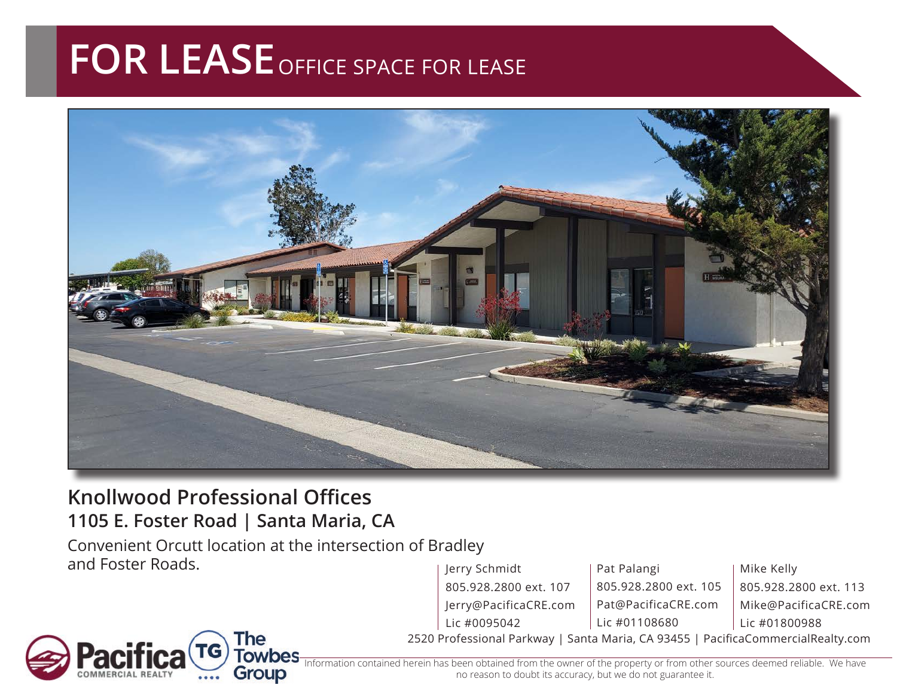# FOR LEASE OFFICE SPACE FOR LEASE

## Knollwood Professional Offices

### 1105 E. Foster Road | Santa Maria, CA

Convenient Orcutt location at the intersection of Bradley and Foster Roads.

| Jerry Schmidt | Pat Palangi | Mike Kelly |
|---|---|---|
| 805.928.2800 ext. 107 | 805.928.2800 ext. 105 | 805.928.2800 ext. 113 |
| Jerry@PacificaCRE.com | Pat@PacificaCRE.com | Mike@PacificaCRE.com |
| Lic #0095042 | Lic #01108680 | Lic #01800988 |

2520 Professional Parkway | Santa Maria, CA 93455 | PacificaCommercialRealty.com

Pacifica COMMERCIAL REALTY | TG The Towbes Group

Information contained herein has been obtained from the owner of the property or from other sources deemed reliable. We have no reason to doubt its accuracy, but we do not guarantee it.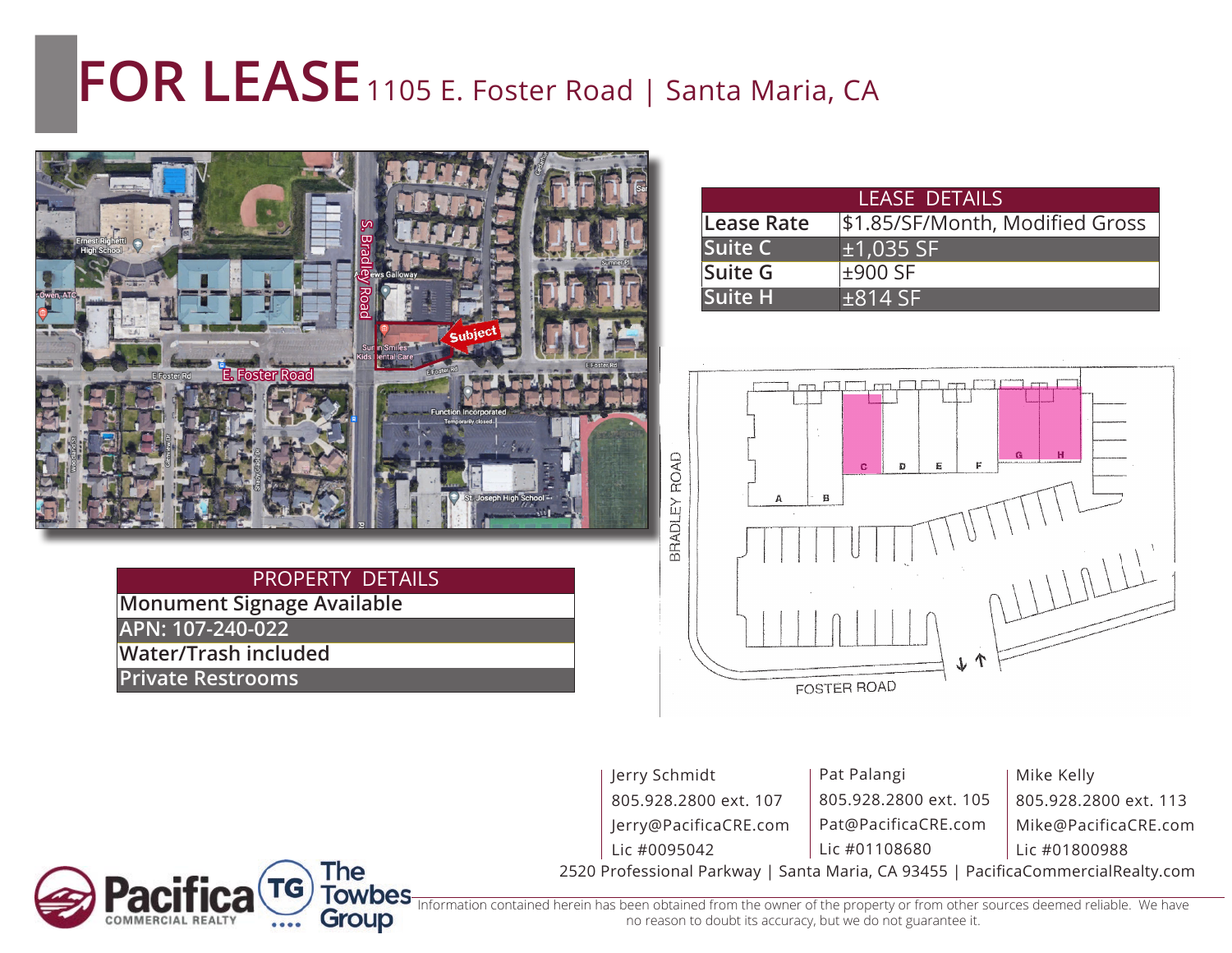# FOR LEASE 1105 E. Foster Road | Santa Maria, CA

| LEASE DETAILS | |
|---|---|
| Lease Rate | $1.85/SF/Month, Modified Gross |
| Suite C | ±1,035 SF |
| Suite G | ±900 SF |
| Suite H | ±814 SF |

| PROPERTY DETAILS |
|---|
| Monument Signage Available |
| APN: 107-240-022 |
| Water/Trash included |
| Private Restrooms |

Jerry Schmidt
805.928.2800 ext. 107
Jerry@PacificaCRE.com
Lic #0095042

Pat Palangi
805.928.2800 ext. 105
Pat@PacificaCRE.com
Lic #01108680

Mike Kelly
805.928.2800 ext. 113
Mike@PacificaCRE.com
Lic #01800988

2520 Professional Parkway | Santa Maria, CA 93455 | PacificaCommercialRealty.com

Information contained herein has been obtained from the owner of the property or from other sources deemed reliable. We have no reason to doubt its accuracy, but we do not guarantee it.